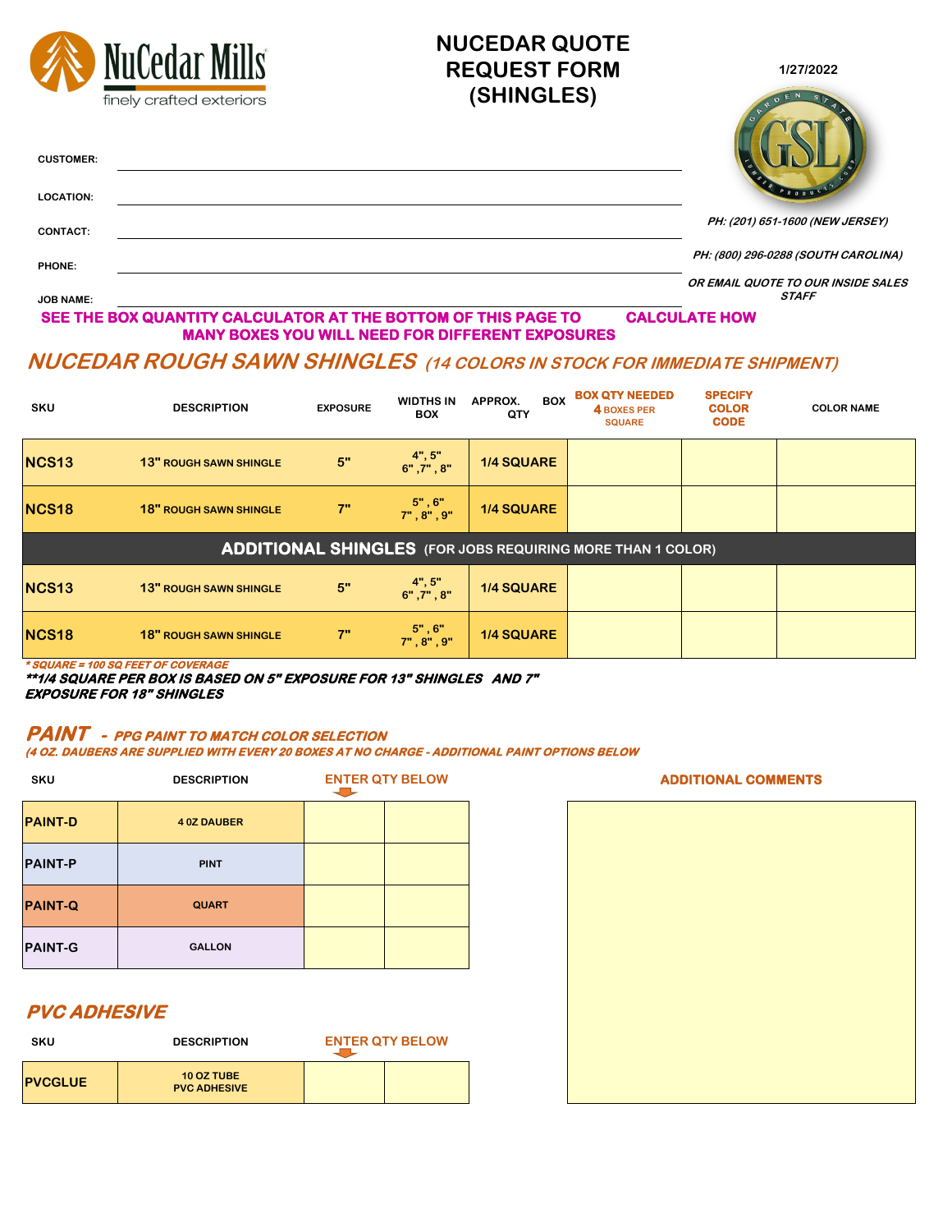NuCedar Mills
finely crafted exteriors

# NUCEDAR QUOTE REQUEST FORM (SHINGLES)

1/27/2022

GSL — Garden State Lumber Products Corp.

CUSTOMER:

LOCATION:

CONTACT:

PHONE:

JOB NAME:

*PH: (201) 651-1600 (NEW JERSEY)*

*PH: (800) 296-0288 (SOUTH CAROLINA)*

*OR EMAIL QUOTE TO OUR INSIDE SALES STAFF*

**SEE THE BOX QUANTITY CALCULATOR AT THE BOTTOM OF THIS PAGE TO CALCULATE HOW MANY BOXES YOU WILL NEED FOR DIFFERENT EXPOSURES**

## *NUCEDAR ROUGH SAWN SHINGLES (14 COLORS IN STOCK FOR IMMEDIATE SHIPMENT)*

| SKU | DESCRIPTION | EXPOSURE | WIDTHS IN BOX | APPROX. BOX QTY | BOX QTY NEEDED 4 BOXES PER SQUARE | SPECIFY COLOR CODE | COLOR NAME |
|---|---|---|---|---|---|---|---|
| NCS13 | 13" ROUGH SAWN SHINGLE | 5" | 4", 5" 6", 7", 8" | 1/4 SQUARE | | | |
| NCS18 | 18" ROUGH SAWN SHINGLE | 7" | 5", 6" 7", 8", 9" | 1/4 SQUARE | | | |
| **ADDITIONAL SHINGLES** (FOR JOBS REQUIRING MORE THAN 1 COLOR) | | | | | | | |
| NCS13 | 13" ROUGH SAWN SHINGLE | 5" | 4", 5" 6", 7", 8" | 1/4 SQUARE | | | |
| NCS18 | 18" ROUGH SAWN SHINGLE | 7" | 5", 6" 7", 8", 9" | 1/4 SQUARE | | | |

*\* SQUARE = 100 SQ FEET OF COVERAGE*

***\*\*1/4 SQUARE PER BOX IS BASED ON 5" EXPOSURE FOR 13" SHINGLES AND 7" EXPOSURE FOR 18" SHINGLES***

## *PAINT - PPG PAINT TO MATCH COLOR SELECTION*

*(4 OZ. DAUBERS ARE SUPPLIED WITH EVERY 20 BOXES AT NO CHARGE - ADDITIONAL PAINT OPTIONS BELOW*

| SKU | DESCRIPTION | ENTER QTY BELOW | |
|---|---|---|---|
| PAINT-D | 4 OZ DAUBER | | |
| PAINT-P | PINT | | |
| PAINT-Q | QUART | | |
| PAINT-G | GALLON | | |

**ADDITIONAL COMMENTS**

## *PVC ADHESIVE*

| SKU | DESCRIPTION | ENTER QTY BELOW | |
|---|---|---|---|
| PVCGLUE | 10 OZ TUBE PVC ADHESIVE | | |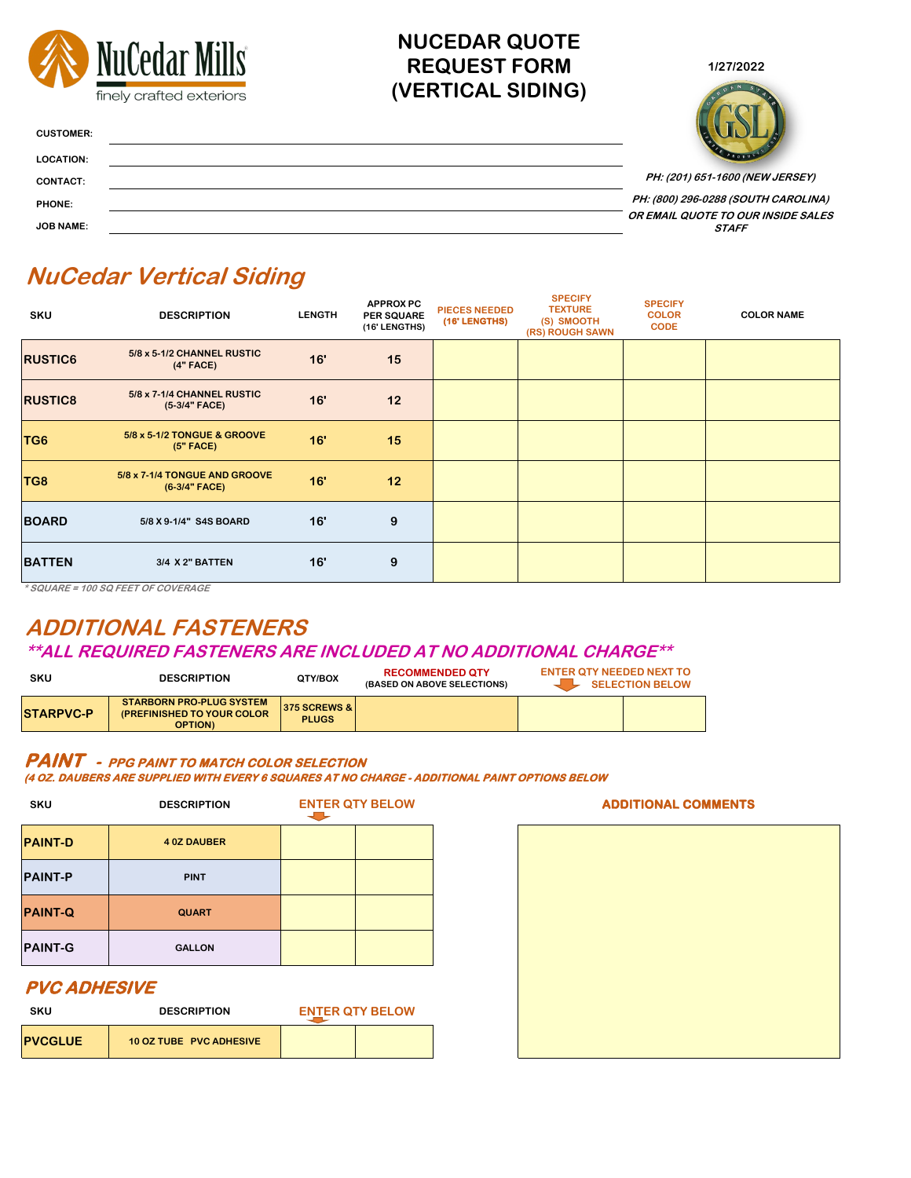# NUCEDAR QUOTE REQUEST FORM (VERTICAL SIDING)

1/27/2022

CUSTOMER:

LOCATION:

CONTACT:

PHONE:

JOB NAME:

*PH: (201) 651-1600 (NEW JERSEY)*

*PH: (800) 296-0288 (SOUTH CAROLINA)*

*OR EMAIL QUOTE TO OUR INSIDE SALES STAFF*

## NuCedar Vertical Siding

| SKU | DESCRIPTION | LENGTH | APPROX PC PER SQUARE (16' LENGTHS) | PIECES NEEDED (16' LENGTHS) | SPECIFY TEXTURE (S) SMOOTH (RS) ROUGH SAWN | SPECIFY COLOR CODE | COLOR NAME |
|---|---|---|---|---|---|---|---|
| RUSTIC6 | 5/8 x 5-1/2 CHANNEL RUSTIC (4" FACE) | 16' | 15 | | | | |
| RUSTIC8 | 5/8 x 7-1/4 CHANNEL RUSTIC (5-3/4" FACE) | 16' | 12 | | | | |
| TG6 | 5/8 x 5-1/2 TONGUE & GROOVE (5" FACE) | 16' | 15 | | | | |
| TG8 | 5/8 x 7-1/4 TONGUE AND GROOVE (6-3/4" FACE) | 16' | 12 | | | | |
| BOARD | 5/8 X 9-1/4" S4S BOARD | 16' | 9 | | | | |
| BATTEN | 3/4 X 2" BATTEN | 16' | 9 | | | | |

*\* SQUARE = 100 SQ FEET OF COVERAGE*

## ADDITIONAL FASTENERS

### **ALL REQUIRED FASTENERS ARE INCLUDED AT NO ADDITIONAL CHARGE**

| SKU | DESCRIPTION | QTY/BOX | RECOMMENDED QTY (BASED ON ABOVE SELECTIONS) | ENTER QTY NEEDED NEXT TO SELECTION BELOW | |
|---|---|---|---|---|---|
| STARPVC-P | STARBORN PRO-PLUG SYSTEM (PREFINISHED TO YOUR COLOR OPTION) | 375 SCREWS & PLUGS | | | |

## PAINT - PPG PAINT TO MATCH COLOR SELECTION

*(4 OZ. DAUBERS ARE SUPPLIED WITH EVERY 6 SQUARES AT NO CHARGE - ADDITIONAL PAINT OPTIONS BELOW*

| SKU | DESCRIPTION | ENTER QTY BELOW | |
|---|---|---|---|
| PAINT-D | 4 0Z DAUBER | | |
| PAINT-P | PINT | | |
| PAINT-Q | QUART | | |
| PAINT-G | GALLON | | |

## PVC ADHESIVE

| SKU | DESCRIPTION | ENTER QTY BELOW | |
|---|---|---|---|
| PVCGLUE | 10 OZ TUBE PVC ADHESIVE | | |

**ADDITIONAL COMMENTS**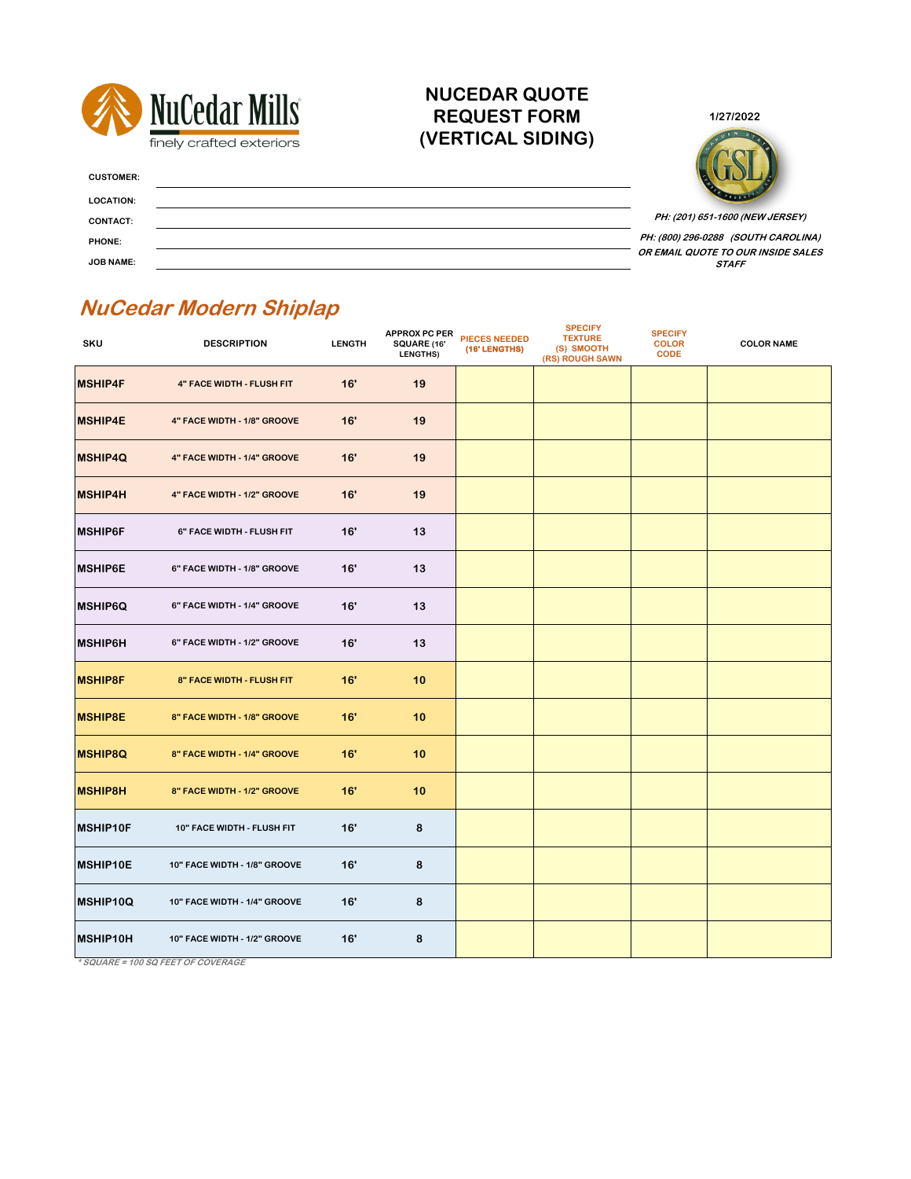NuCedar Mills
finely crafted exteriors

# NUCEDAR QUOTE REQUEST FORM (VERTICAL SIDING)

1/27/2022

GSL

**CUSTOMER:** ______________________________

**LOCATION:** ______________________________

**CONTACT:** ______________________________

**PHONE:** ______________________________

**JOB NAME:** ______________________________

*PH: (201) 651-1600 (NEW JERSEY)*

*PH: (800) 296-0288 (SOUTH CAROLINA)*

*OR EMAIL QUOTE TO OUR INSIDE SALES STAFF*

## *NuCedar Modern Shiplap*

| SKU | DESCRIPTION | LENGTH | APPROX PC PER SQUARE (16' LENGTHS) | PIECES NEEDED (16' LENGTHS) | SPECIFY TEXTURE (S) SMOOTH (RS) ROUGH SAWN | SPECIFY COLOR CODE | COLOR NAME |
|---|---|---|---|---|---|---|---|
| MSHIP4F | 4" FACE WIDTH - FLUSH FIT | 16' | 19 | | | | |
| MSHIP4E | 4" FACE WIDTH - 1/8" GROOVE | 16' | 19 | | | | |
| MSHIP4Q | 4" FACE WIDTH - 1/4" GROOVE | 16' | 19 | | | | |
| MSHIP4H | 4" FACE WIDTH - 1/2" GROOVE | 16' | 19 | | | | |
| MSHIP6F | 6" FACE WIDTH - FLUSH FIT | 16' | 13 | | | | |
| MSHIP6E | 6" FACE WIDTH - 1/8" GROOVE | 16' | 13 | | | | |
| MSHIP6Q | 6" FACE WIDTH - 1/4" GROOVE | 16' | 13 | | | | |
| MSHIP6H | 6" FACE WIDTH - 1/2" GROOVE | 16' | 13 | | | | |
| MSHIP8F | 8" FACE WIDTH - FLUSH FIT | 16' | 10 | | | | |
| MSHIP8E | 8" FACE WIDTH - 1/8" GROOVE | 16' | 10 | | | | |
| MSHIP8Q | 8" FACE WIDTH - 1/4" GROOVE | 16' | 10 | | | | |
| MSHIP8H | 8" FACE WIDTH - 1/2" GROOVE | 16' | 10 | | | | |
| MSHIP10F | 10" FACE WIDTH - FLUSH FIT | 16' | 8 | | | | |
| MSHIP10E | 10" FACE WIDTH - 1/8" GROOVE | 16' | 8 | | | | |
| MSHIP10Q | 10" FACE WIDTH - 1/4" GROOVE | 16' | 8 | | | | |
| MSHIP10H | 10" FACE WIDTH - 1/2" GROOVE | 16' | 8 | | | | |

*\* SQUARE = 100 SQ FEET OF COVERAGE*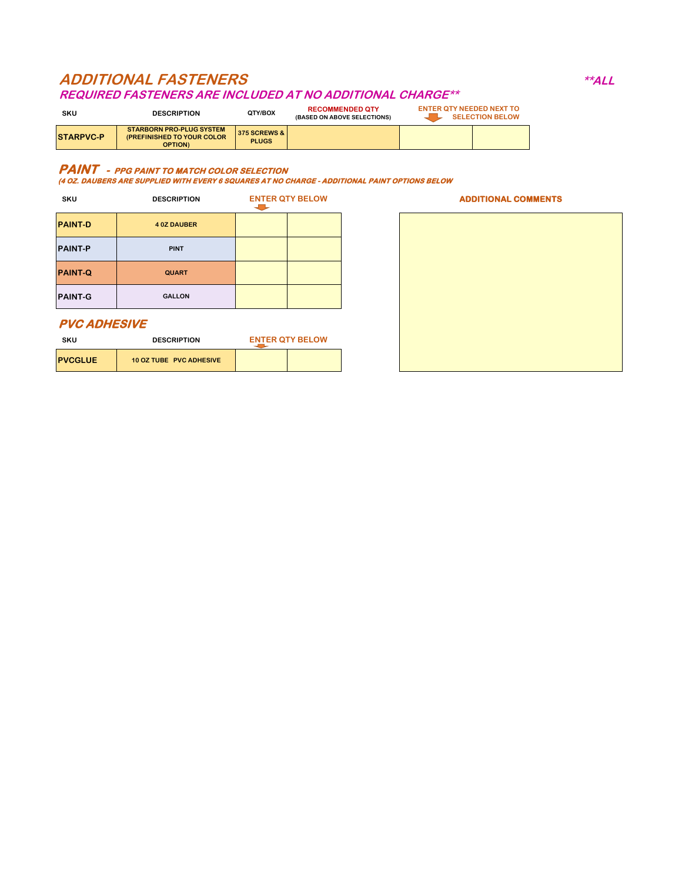## ADDITIONAL FASTENERS

***ALL REQUIRED FASTENERS ARE INCLUDED AT NO ADDITIONAL CHARGE****

| SKU | DESCRIPTION | QTY/BOX | RECOMMENDED QTY (BASED ON ABOVE SELECTIONS) | ENTER QTY NEEDED NEXT TO SELECTION BELOW | |
|---|---|---|---|---|---|
| STARPVC-P | STARBORN PRO-PLUG SYSTEM (PREFINISHED TO YOUR COLOR OPTION) | 375 SCREWS & PLUGS | | | |

## PAINT - *PPG PAINT TO MATCH COLOR SELECTION*

*(4 OZ. DAUBERS ARE SUPPLIED WITH EVERY 6 SQUARES AT NO CHARGE - ADDITIONAL PAINT OPTIONS BELOW*

| SKU | DESCRIPTION | ENTER QTY BELOW | |
|---|---|---|---|
| PAINT-D | 4 0Z DAUBER | | |
| PAINT-P | PINT | | |
| PAINT-Q | QUART | | |
| PAINT-G | GALLON | | |

## PVC ADHESIVE

| SKU | DESCRIPTION | ENTER QTY BELOW | |
|---|---|---|---|
| PVCGLUE | 10 OZ TUBE PVC ADHESIVE | | |

**ADDITIONAL COMMENTS**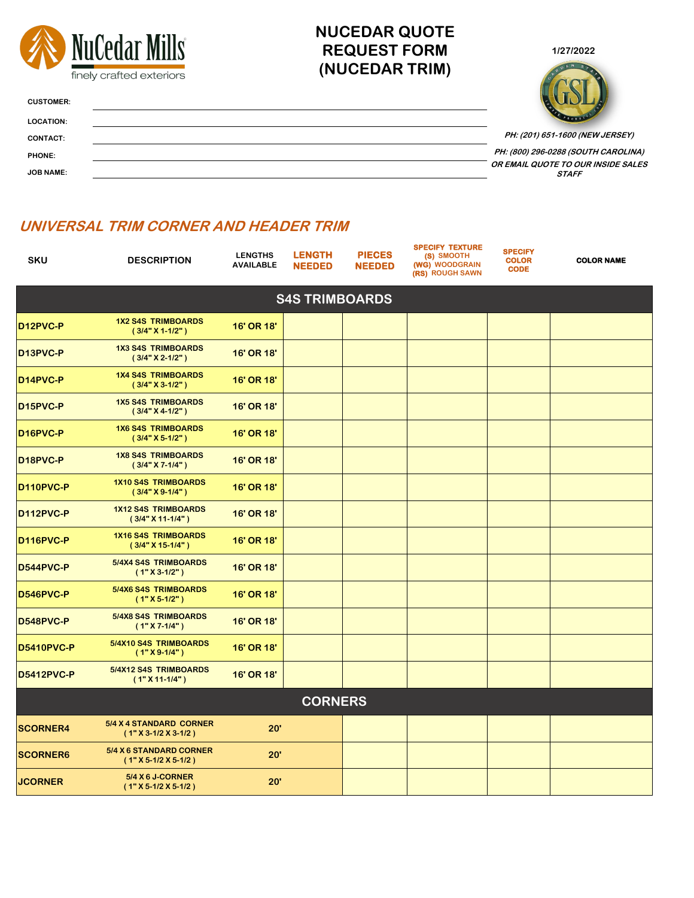NuCedar Mills
finely crafted exteriors

# NUCEDAR QUOTE REQUEST FORM (NUCEDAR TRIM)

1/27/2022

GSL GARDEN STATE LUMBER PRODUCTS

CUSTOMER: ______________________

LOCATION: ______________________

CONTACT: ______________________

PHONE: ______________________

JOB NAME: ______________________

*PH: (201) 651-1600 (NEW JERSEY)*

*PH: (800) 296-0288 (SOUTH CAROLINA)*

*OR EMAIL QUOTE TO OUR INSIDE SALES STAFF*

## *UNIVERSAL TRIM CORNER AND HEADER TRIM*

| SKU | DESCRIPTION | LENGTHS AVAILABLE | LENGTH NEEDED | PIECES NEEDED | SPECIFY TEXTURE (S) SMOOTH (WG) WOODGRAIN (RS) ROUGH SAWN | SPECIFY COLOR CODE | COLOR NAME |
|---|---|---|---|---|---|---|---|
| **S4S TRIMBOARDS** | | | | | | | |
| D12PVC-P | 1X2 S4S TRIMBOARDS ( 3/4" X 1-1/2" ) | 16' OR 18' | | | | | |
| D13PVC-P | 1X3 S4S TRIMBOARDS ( 3/4" X 2-1/2" ) | 16' OR 18' | | | | | |
| D14PVC-P | 1X4 S4S TRIMBOARDS ( 3/4" X 3-1/2" ) | 16' OR 18' | | | | | |
| D15PVC-P | 1X5 S4S TRIMBOARDS ( 3/4" X 4-1/2" ) | 16' OR 18' | | | | | |
| D16PVC-P | 1X6 S4S TRIMBOARDS ( 3/4" X 5-1/2" ) | 16' OR 18' | | | | | |
| D18PVC-P | 1X8 S4S TRIMBOARDS ( 3/4" X 7-1/4" ) | 16' OR 18' | | | | | |
| D110PVC-P | 1X10 S4S TRIMBOARDS ( 3/4" X 9-1/4" ) | 16' OR 18' | | | | | |
| D112PVC-P | 1X12 S4S TRIMBOARDS ( 3/4" X 11-1/4" ) | 16' OR 18' | | | | | |
| D116PVC-P | 1X16 S4S TRIMBOARDS ( 3/4" X 15-1/4" ) | 16' OR 18' | | | | | |
| D544PVC-P | 5/4X4 S4S TRIMBOARDS ( 1" X 3-1/2" ) | 16' OR 18' | | | | | |
| D546PVC-P | 5/4X6 S4S TRIMBOARDS ( 1" X 5-1/2" ) | 16' OR 18' | | | | | |
| D548PVC-P | 5/4X8 S4S TRIMBOARDS ( 1" X 7-1/4" ) | 16' OR 18' | | | | | |
| D5410PVC-P | 5/4X10 S4S TRIMBOARDS ( 1" X 9-1/4" ) | 16' OR 18' | | | | | |
| D5412PVC-P | 5/4X12 S4S TRIMBOARDS ( 1" X 11-1/4" ) | 16' OR 18' | | | | | |
| **CORNERS** | | | | | | | |
| SCORNER4 | 5/4 X 4 STANDARD CORNER ( 1" X 3-1/2 X 3-1/2 ) | 20' | | | | | |
| SCORNER6 | 5/4 X 6 STANDARD CORNER ( 1" X 5-1/2 X 5-1/2 ) | 20' | | | | | |
| JCORNER | 5/4 X 6 J-CORNER ( 1" X 5-1/2 X 5-1/2 ) | 20' | | | | | |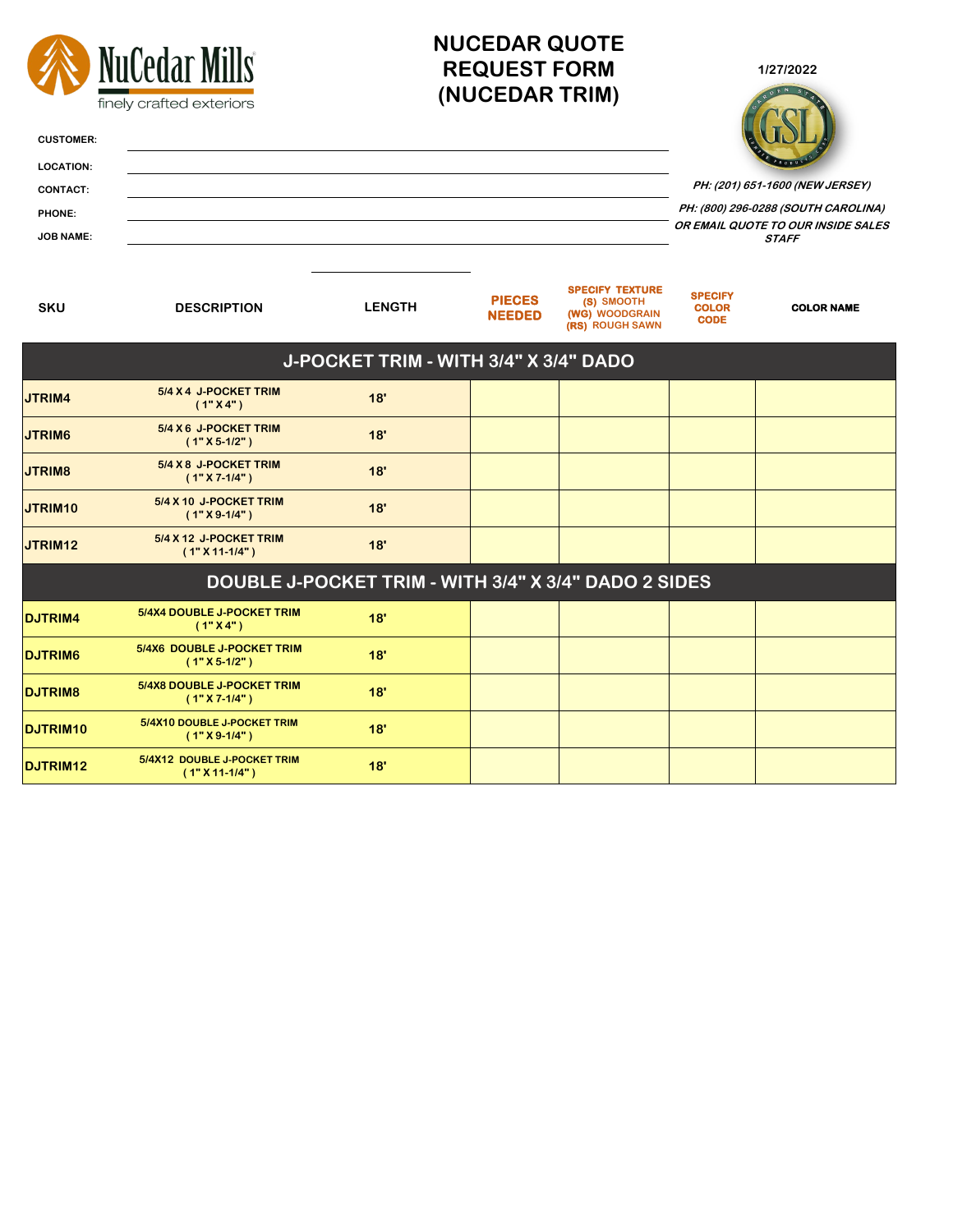NuCedar Mills
finely crafted exteriors

# NUCEDAR QUOTE REQUEST FORM (NUCEDAR TRIM)

1/27/2022

**CUSTOMER:**

**LOCATION:**

**CONTACT:**

**PHONE:**

**JOB NAME:**

*PH: (201) 651-1600 (NEW JERSEY)*

*PH: (800) 296-0288 (SOUTH CAROLINA)*

*OR EMAIL QUOTE TO OUR INSIDE SALES STAFF*

| SKU | DESCRIPTION | LENGTH | PIECES NEEDED | SPECIFY TEXTURE (S) SMOOTH (WG) WOODGRAIN (RS) ROUGH SAWN | SPECIFY COLOR CODE | COLOR NAME |
|---|---|---|---|---|---|---|
| **J-POCKET TRIM - WITH 3/4" X 3/4" DADO** | | | | | | |
| JTRIM4 | 5/4 X 4 J-POCKET TRIM ( 1" X 4" ) | 18' | | | | |
| JTRIM6 | 5/4 X 6 J-POCKET TRIM ( 1" X 5-1/2" ) | 18' | | | | |
| JTRIM8 | 5/4 X 8 J-POCKET TRIM ( 1" X 7-1/4" ) | 18' | | | | |
| JTRIM10 | 5/4 X 10 J-POCKET TRIM ( 1" X 9-1/4" ) | 18' | | | | |
| JTRIM12 | 5/4 X 12 J-POCKET TRIM ( 1" X 11-1/4" ) | 18' | | | | |
| **DOUBLE J-POCKET TRIM - WITH 3/4" X 3/4" DADO 2 SIDES** | | | | | | |
| DJTRIM4 | 5/4X4 DOUBLE J-POCKET TRIM ( 1" X 4" ) | 18' | | | | |
| DJTRIM6 | 5/4X6 DOUBLE J-POCKET TRIM ( 1" X 5-1/2" ) | 18' | | | | |
| DJTRIM8 | 5/4X8 DOUBLE J-POCKET TRIM ( 1" X 7-1/4" ) | 18' | | | | |
| DJTRIM10 | 5/4X10 DOUBLE J-POCKET TRIM ( 1" X 9-1/4" ) | 18' | | | | |
| DJTRIM12 | 5/4X12 DOUBLE J-POCKET TRIM ( 1" X 11-1/4" ) | 18' | | | | |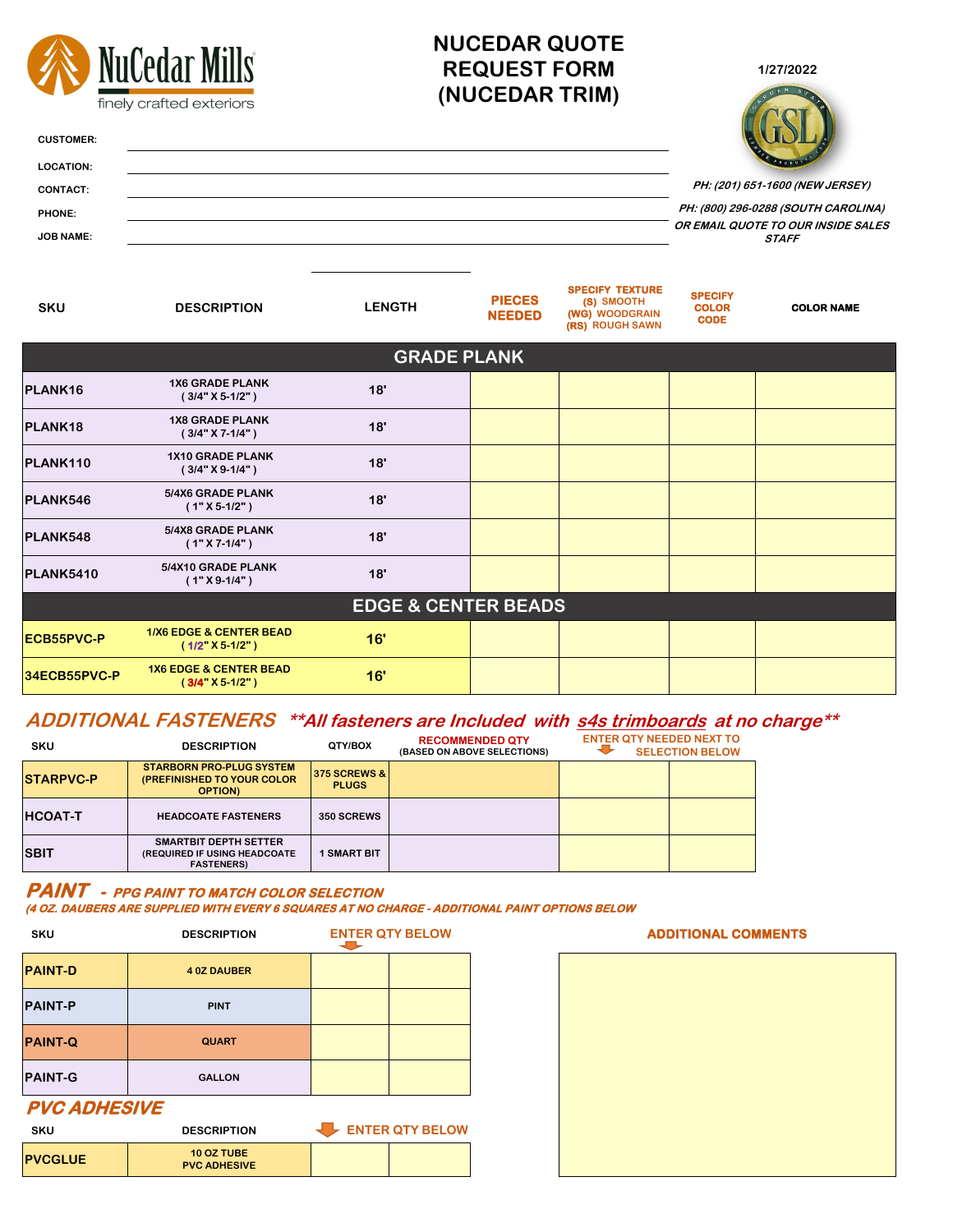NuCedar Mills
finely crafted exteriors

# NUCEDAR QUOTE REQUEST FORM (NUCEDAR TRIM)

1/27/2022

CUSTOMER:

LOCATION:

CONTACT:

PHONE:

JOB NAME:

*PH: (201) 651-1600 (NEW JERSEY)*

*PH: (800) 296-0288 (SOUTH CAROLINA)*

*OR EMAIL QUOTE TO OUR INSIDE SALES STAFF*

| SKU | DESCRIPTION | LENGTH | PIECES NEEDED | SPECIFY TEXTURE (S) SMOOTH (WG) WOODGRAIN (RS) ROUGH SAWN | SPECIFY COLOR CODE | COLOR NAME |
|---|---|---|---|---|---|---|
| **GRADE PLANK** | | | | | | |
| PLANK16 | 1X6 GRADE PLANK ( 3/4" X 5-1/2" ) | 18' | | | | |
| PLANK18 | 1X8 GRADE PLANK ( 3/4" X 7-1/4" ) | 18' | | | | |
| PLANK110 | 1X10 GRADE PLANK ( 3/4" X 9-1/4" ) | 18' | | | | |
| PLANK546 | 5/4X6 GRADE PLANK ( 1" X 5-1/2" ) | 18' | | | | |
| PLANK548 | 5/4X8 GRADE PLANK ( 1" X 7-1/4" ) | 18' | | | | |
| PLANK5410 | 5/4X10 GRADE PLANK ( 1" X 9-1/4" ) | 18' | | | | |
| **EDGE & CENTER BEADS** | | | | | | |
| ECB55PVC-P | 1/X6 EDGE & CENTER BEAD ( 1/2" X 5-1/2" ) | 16' | | | | |
| 34ECB55PVC-P | 1X6 EDGE & CENTER BEAD ( 3/4" X 5-1/2" ) | 16' | | | | |

## ADDITIONAL FASTENERS *\*\*All fasteners are Included with s4s trimboards at no charge\*\**

| SKU | DESCRIPTION | QTY/BOX | RECOMMENDED QTY (BASED ON ABOVE SELECTIONS) | ENTER QTY NEEDED NEXT TO SELECTION BELOW | |
|---|---|---|---|---|---|
| STARPVC-P | STARBORN PRO-PLUG SYSTEM (PREFINISHED TO YOUR COLOR OPTION) | 375 SCREWS & PLUGS | | | |
| HCOAT-T | HEADCOATE FASTENERS | 350 SCREWS | | | |
| SBIT | SMARTBIT DEPTH SETTER (REQUIRED IF USING HEADCOATE FASTENERS) | 1 SMART BIT | | | |

## PAINT - *PPG PAINT TO MATCH COLOR SELECTION*

*(4 OZ. DAUBERS ARE SUPPLIED WITH EVERY 6 SQUARES AT NO CHARGE - ADDITIONAL PAINT OPTIONS BELOW*

| SKU | DESCRIPTION | ENTER QTY BELOW | |
|---|---|---|---|
| PAINT-D | 4 OZ DAUBER | | |
| PAINT-P | PINT | | |
| PAINT-Q | QUART | | |
| PAINT-G | GALLON | | |

## PVC ADHESIVE

| SKU | DESCRIPTION | ENTER QTY BELOW | |
|---|---|---|---|
| PVCGLUE | 10 OZ TUBE PVC ADHESIVE | | |

**ADDITIONAL COMMENTS**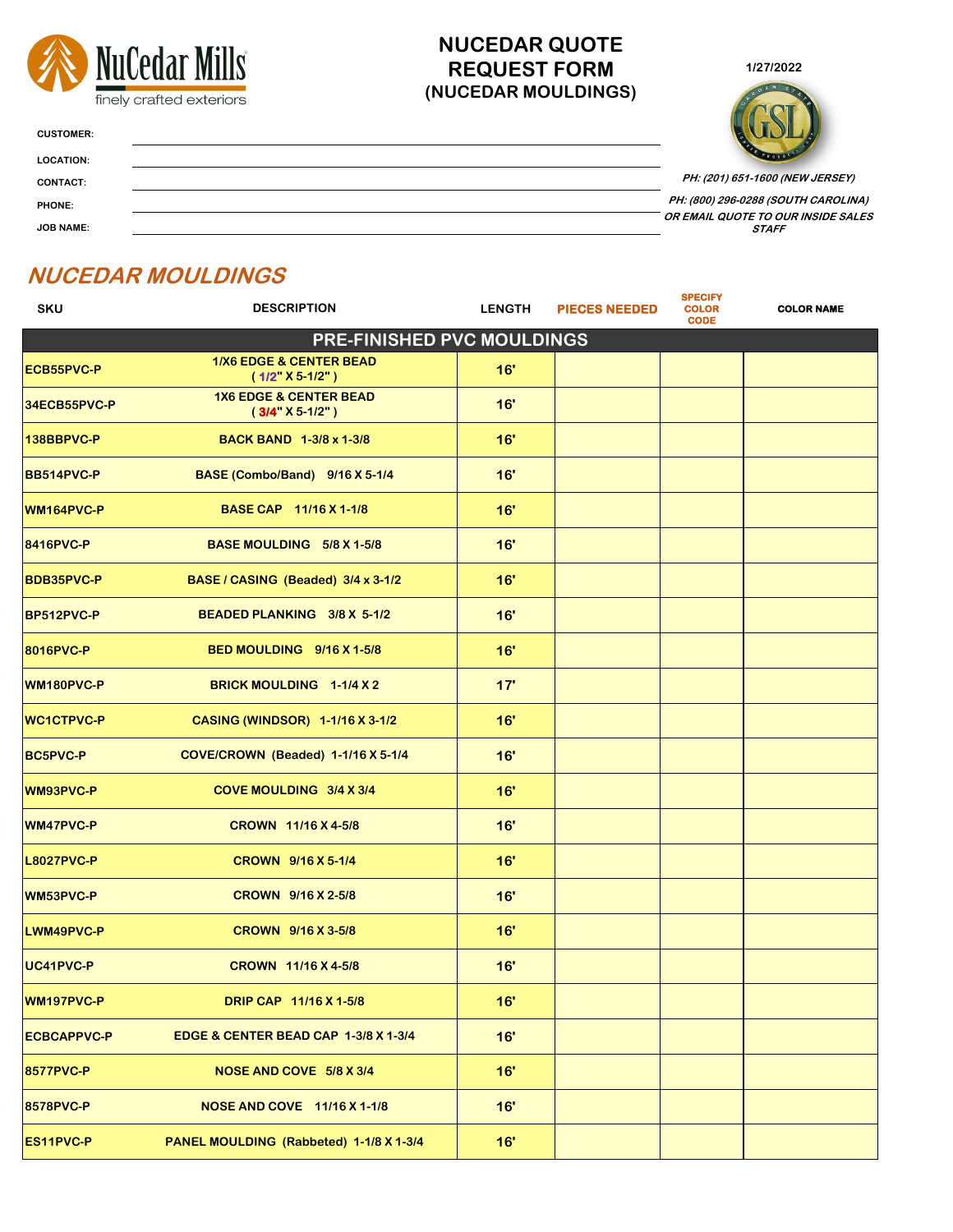NuCedar Mills
finely crafted exteriors

# NUCEDAR QUOTE REQUEST FORM (NUCEDAR MOULDINGS)

1/27/2022

CUSTOMER:

LOCATION:

CONTACT:

PHONE:

JOB NAME:

*PH: (201) 651-1600 (NEW JERSEY)*

*PH: (800) 296-0288 (SOUTH CAROLINA)*

*OR EMAIL QUOTE TO OUR INSIDE SALES STAFF*

## NUCEDAR MOULDINGS

| SKU | DESCRIPTION | LENGTH | PIECES NEEDED | SPECIFY COLOR CODE | COLOR NAME |
|---|---|---|---|---|---|
| **PRE-FINISHED PVC MOULDINGS** | | | | | |
| ECB55PVC-P | 1/X6 EDGE & CENTER BEAD ( 1/2" X 5-1/2" ) | 16' | | | |
| 34ECB55PVC-P | 1X6 EDGE & CENTER BEAD ( 3/4" X 5-1/2" ) | 16' | | | |
| 138BBPVC-P | BACK BAND 1-3/8 x 1-3/8 | 16' | | | |
| BB514PVC-P | BASE (Combo/Band) 9/16 X 5-1/4 | 16' | | | |
| WM164PVC-P | BASE CAP 11/16 X 1-1/8 | 16' | | | |
| 8416PVC-P | BASE MOULDING 5/8 X 1-5/8 | 16' | | | |
| BDB35PVC-P | BASE / CASING (Beaded) 3/4 x 3-1/2 | 16' | | | |
| BP512PVC-P | BEADED PLANKING 3/8 X 5-1/2 | 16' | | | |
| 8016PVC-P | BED MOULDING 9/16 X 1-5/8 | 16' | | | |
| WM180PVC-P | BRICK MOULDING 1-1/4 X 2 | 17' | | | |
| WC1CTPVC-P | CASING (WINDSOR) 1-1/16 X 3-1/2 | 16' | | | |
| BC5PVC-P | COVE/CROWN (Beaded) 1-1/16 X 5-1/4 | 16' | | | |
| WM93PVC-P | COVE MOULDING 3/4 X 3/4 | 16' | | | |
| WM47PVC-P | CROWN 11/16 X 4-5/8 | 16' | | | |
| L8027PVC-P | CROWN 9/16 X 5-1/4 | 16' | | | |
| WM53PVC-P | CROWN 9/16 X 2-5/8 | 16' | | | |
| LWM49PVC-P | CROWN 9/16 X 3-5/8 | 16' | | | |
| UC41PVC-P | CROWN 11/16 X 4-5/8 | 16' | | | |
| WM197PVC-P | DRIP CAP 11/16 X 1-5/8 | 16' | | | |
| ECBCAPPVC-P | EDGE & CENTER BEAD CAP 1-3/8 X 1-3/4 | 16' | | | |
| 8577PVC-P | NOSE AND COVE 5/8 X 3/4 | 16' | | | |
| 8578PVC-P | NOSE AND COVE 11/16 X 1-1/8 | 16' | | | |
| ES11PVC-P | PANEL MOULDING (Rabbeted) 1-1/8 X 1-3/4 | 16' | | | |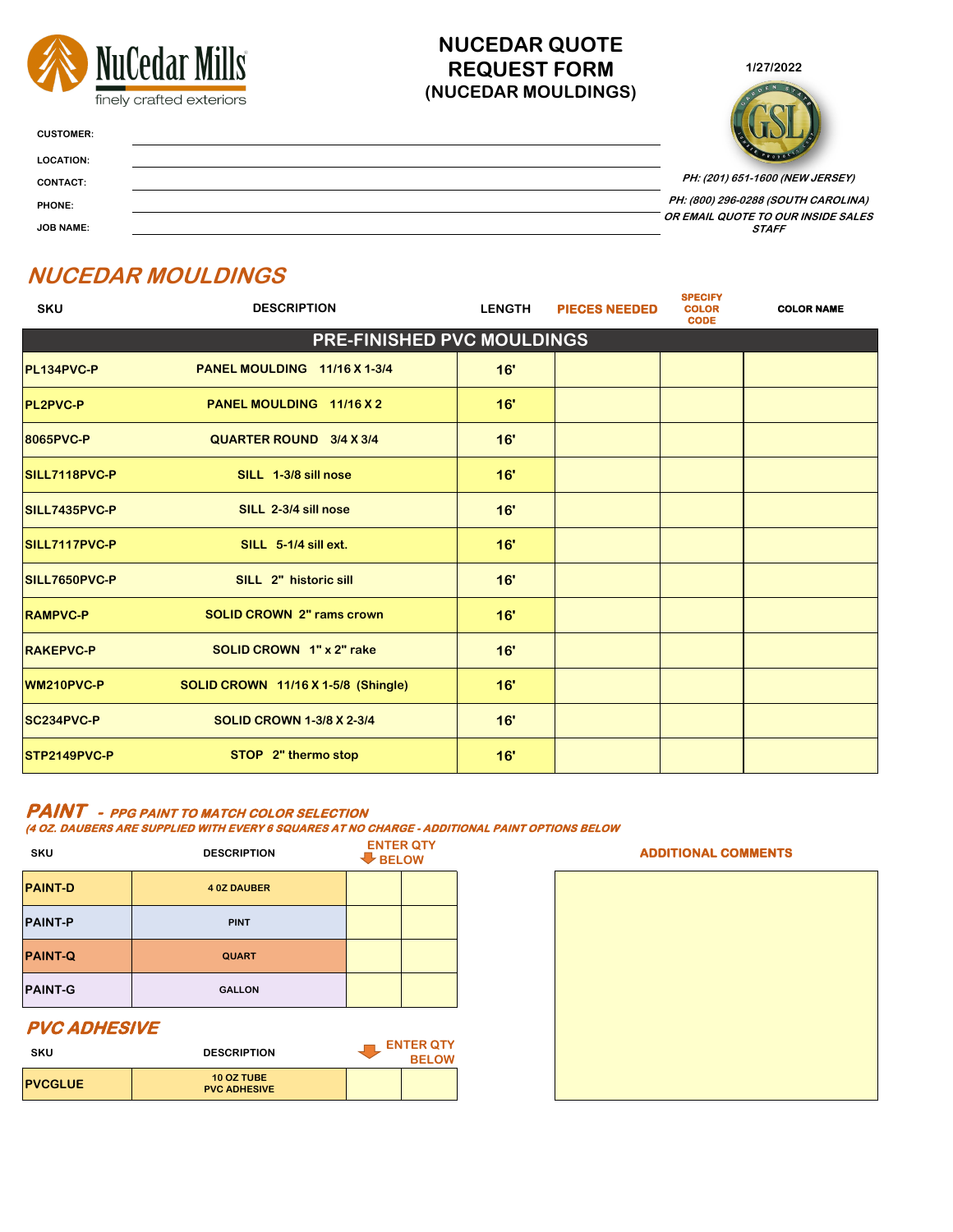NuCedar Mills
finely crafted exteriors

# NUCEDAR QUOTE REQUEST FORM (NUCEDAR MOULDINGS)

1/27/2022

CUSTOMER:

LOCATION:

CONTACT:

PHONE:

JOB NAME:

*PH: (201) 651-1600 (NEW JERSEY)*

*PH: (800) 296-0288 (SOUTH CAROLINA)*

*OR EMAIL QUOTE TO OUR INSIDE SALES STAFF*

## NUCEDAR MOULDINGS

| SKU | DESCRIPTION | LENGTH | PIECES NEEDED | SPECIFY COLOR CODE | COLOR NAME |
|---|---|---|---|---|---|
| **PRE-FINISHED PVC MOULDINGS** | | | | | |
| PL134PVC-P | PANEL MOULDING 11/16 X 1-3/4 | 16' | | | |
| PL2PVC-P | PANEL MOULDING 11/16 X 2 | 16' | | | |
| 8065PVC-P | QUARTER ROUND 3/4 X 3/4 | 16' | | | |
| SILL7118PVC-P | SILL 1-3/8 sill nose | 16' | | | |
| SILL7435PVC-P | SILL 2-3/4 sill nose | 16' | | | |
| SILL7117PVC-P | SILL 5-1/4 sill ext. | 16' | | | |
| SILL7650PVC-P | SILL 2" historic sill | 16' | | | |
| RAMPVC-P | SOLID CROWN 2" rams crown | 16' | | | |
| RAKEPVC-P | SOLID CROWN 1" x 2" rake | 16' | | | |
| WM210PVC-P | SOLID CROWN 11/16 X 1-5/8 (Shingle) | 16' | | | |
| SC234PVC-P | SOLID CROWN 1-3/8 X 2-3/4 | 16' | | | |
| STP2149PVC-P | STOP 2" thermo stop | 16' | | | |

## PAINT - *PPG PAINT TO MATCH COLOR SELECTION*

*(4 OZ. DAUBERS ARE SUPPLIED WITH EVERY 6 SQUARES AT NO CHARGE - ADDITIONAL PAINT OPTIONS BELOW*

| SKU | DESCRIPTION | ENTER QTY BELOW | |
|---|---|---|---|
| PAINT-D | 4 OZ DAUBER | | |
| PAINT-P | PINT | | |
| PAINT-Q | QUART | | |
| PAINT-G | GALLON | | |

## PVC ADHESIVE

| SKU | DESCRIPTION | ENTER QTY BELOW | |
|---|---|---|---|
| PVCGLUE | 10 OZ TUBE PVC ADHESIVE | | |

**ADDITIONAL COMMENTS**